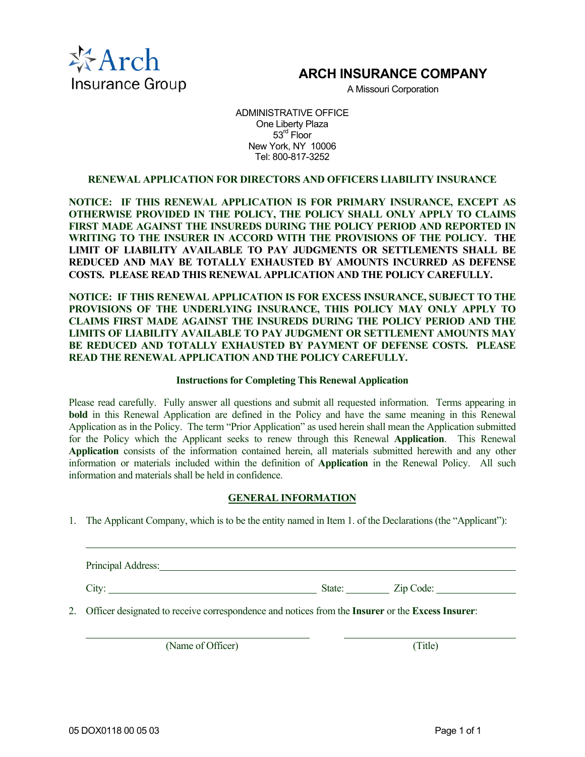Arch Insurance Group

# ARCH INSURANCE COMPANY

A Missouri Corporation

ADMINISTRATIVE OFFICE
One Liberty Plaza
53rd Floor
New York, NY 10006
Tel: 800-817-3252

## RENEWAL APPLICATION FOR DIRECTORS AND OFFICERS LIABILITY INSURANCE

**NOTICE: IF THIS RENEWAL APPLICATION IS FOR PRIMARY INSURANCE, EXCEPT AS OTHERWISE PROVIDED IN THE POLICY, THE POLICY SHALL ONLY APPLY TO CLAIMS FIRST MADE AGAINST THE INSUREDS DURING THE POLICY PERIOD AND REPORTED IN WRITING TO THE INSURER IN ACCORD WITH THE PROVISIONS OF THE POLICY. THE LIMIT OF LIABILITY AVAILABLE TO PAY JUDGMENTS OR SETTLEMENTS SHALL BE REDUCED AND MAY BE TOTALLY EXHAUSTED BY AMOUNTS INCURRED AS DEFENSE COSTS. PLEASE READ THIS RENEWAL APPLICATION AND THE POLICY CAREFULLY.**

**NOTICE: IF THIS RENEWAL APPLICATION IS FOR EXCESS INSURANCE, SUBJECT TO THE PROVISIONS OF THE UNDERLYING INSURANCE, THIS POLICY MAY ONLY APPLY TO CLAIMS FIRST MADE AGAINST THE INSUREDS DURING THE POLICY PERIOD AND THE LIMITS OF LIABILITY AVAILABLE TO PAY JUDGMENT OR SETTLEMENT AMOUNTS MAY BE REDUCED AND TOTALLY EXHAUSTED BY PAYMENT OF DEFENSE COSTS. PLEASE READ THE RENEWAL APPLICATION AND THE POLICY CAREFULLY.**

### Instructions for Completing This Renewal Application

Please read carefully. Fully answer all questions and submit all requested information. Terms appearing in **bold** in this Renewal Application are defined in the Policy and have the same meaning in this Renewal Application as in the Policy. The term "Prior Application" as used herein shall mean the Application submitted for the Policy which the Applicant seeks to renew through this Renewal **Application**. This Renewal **Application** consists of the information contained herein, all materials submitted herewith and any other information or materials included within the definition of **Application** in the Renewal Policy. All such information and materials shall be held in confidence.

### GENERAL INFORMATION

1. The Applicant Company, which is to be the entity named in Item 1. of the Declarations (the "Applicant"):

   ______________________________________________

   Principal Address: ______________________________________________

   City: ____________________ State: ________ Zip Code: ____________

2. Officer designated to receive correspondence and notices from the **Insurer** or the **Excess Insurer**:

   ______________________ ______________________
   (Name of Officer) (Title)

05 DOX0118 00 05 03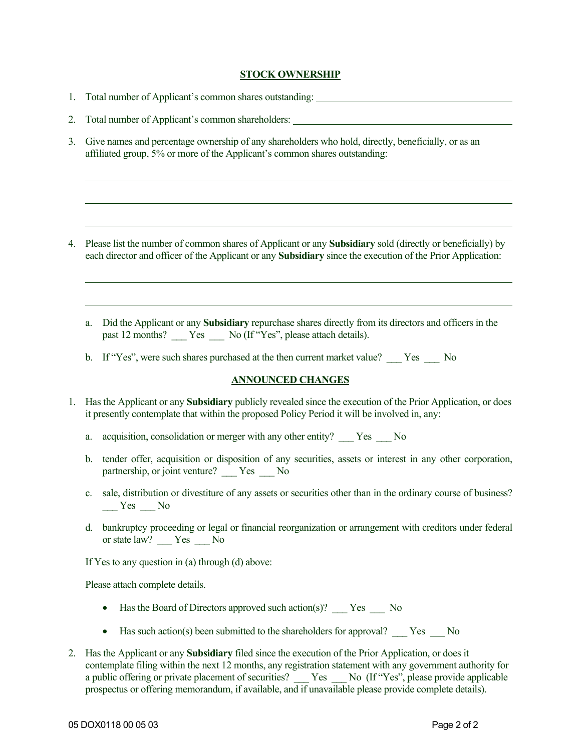## STOCK OWNERSHIP

1. Total number of Applicant's common shares outstanding: ______________________________

2. Total number of Applicant's common shareholders: ______________________________

3. Give names and percentage ownership of any shareholders who hold, directly, beneficially, or as an affiliated group, 5% or more of the Applicant's common shares outstanding:

   ______________________________

   ______________________________

   ______________________________

4. Please list the number of common shares of Applicant or any **Subsidiary** sold (directly or beneficially) by each director and officer of the Applicant or any **Subsidiary** since the execution of the Prior Application:

   ______________________________

   ______________________________

   a. Did the Applicant or any **Subsidiary** repurchase shares directly from its directors and officers in the past 12 months? ___ Yes ___ No (If "Yes", please attach details).

   b. If "Yes", were such shares purchased at the then current market value? ___ Yes ___ No

## ANNOUNCED CHANGES

1. Has the Applicant or any **Subsidiary** publicly revealed since the execution of the Prior Application, or does it presently contemplate that within the proposed Policy Period it will be involved in, any:

   a. acquisition, consolidation or merger with any other entity? ___ Yes ___ No

   b. tender offer, acquisition or disposition of any securities, assets or interest in any other corporation, partnership, or joint venture? ___ Yes ___ No

   c. sale, distribution or divestiture of any assets or securities other than in the ordinary course of business? ___ Yes ___ No

   d. bankruptcy proceeding or legal or financial reorganization or arrangement with creditors under federal or state law? ___ Yes ___ No

   If Yes to any question in (a) through (d) above:

   Please attach complete details.

   - Has the Board of Directors approved such action(s)? ___ Yes ___ No
   - Has such action(s) been submitted to the shareholders for approval? ___ Yes ___ No

2. Has the Applicant or any **Subsidiary** filed since the execution of the Prior Application, or does it contemplate filing within the next 12 months, any registration statement with any government authority for a public offering or private placement of securities? ___ Yes ___ No (If "Yes", please provide applicable prospectus or offering memorandum, if available, and if unavailable please provide complete details).

05 DOX0118 00 05 03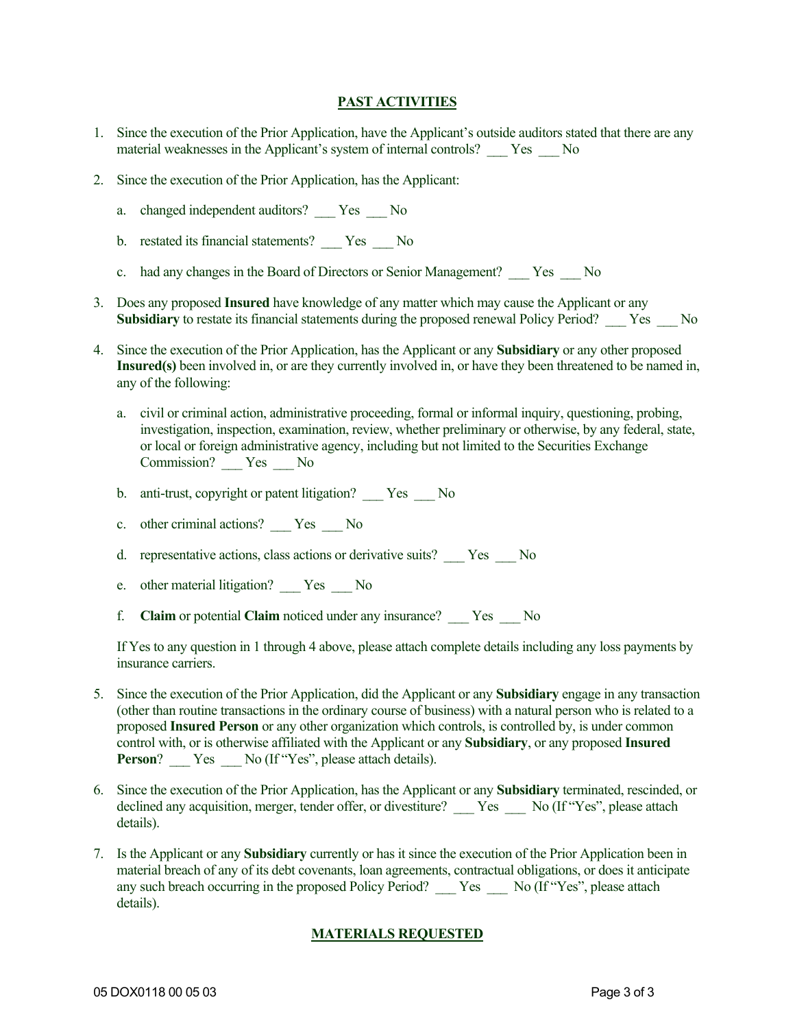## PAST ACTIVITIES

1. Since the execution of the Prior Application, have the Applicant's outside auditors stated that there are any material weaknesses in the Applicant's system of internal controls? ___ Yes ___ No

2. Since the execution of the Prior Application, has the Applicant:

   a. changed independent auditors? ___ Yes ___ No

   b. restated its financial statements? ___ Yes ___ No

   c. had any changes in the Board of Directors or Senior Management? ___ Yes ___ No

3. Does any proposed **Insured** have knowledge of any matter which may cause the Applicant or any **Subsidiary** to restate its financial statements during the proposed renewal Policy Period? ___ Yes ___ No

4. Since the execution of the Prior Application, has the Applicant or any **Subsidiary** or any other proposed **Insured(s)** been involved in, or are they currently involved in, or have they been threatened to be named in, any of the following:

   a. civil or criminal action, administrative proceeding, formal or informal inquiry, questioning, probing, investigation, inspection, examination, review, whether preliminary or otherwise, by any federal, state, or local or foreign administrative agency, including but not limited to the Securities Exchange Commission? ___ Yes ___ No

   b. anti-trust, copyright or patent litigation? ___ Yes ___ No

   c. other criminal actions? ___ Yes ___ No

   d. representative actions, class actions or derivative suits? ___ Yes ___ No

   e. other material litigation? ___ Yes ___ No

   f. **Claim** or potential **Claim** noticed under any insurance? ___ Yes ___ No

   If Yes to any question in 1 through 4 above, please attach complete details including any loss payments by insurance carriers.

5. Since the execution of the Prior Application, did the Applicant or any **Subsidiary** engage in any transaction (other than routine transactions in the ordinary course of business) with a natural person who is related to a proposed **Insured Person** or any other organization which controls, is controlled by, is under common control with, or is otherwise affiliated with the Applicant or any **Subsidiary**, or any proposed **Insured Person**? ___ Yes ___ No (If "Yes", please attach details).

6. Since the execution of the Prior Application, has the Applicant or any **Subsidiary** terminated, rescinded, or declined any acquisition, merger, tender offer, or divestiture? ___ Yes ___ No (If "Yes", please attach details).

7. Is the Applicant or any **Subsidiary** currently or has it since the execution of the Prior Application been in material breach of any of its debt covenants, loan agreements, contractual obligations, or does it anticipate any such breach occurring in the proposed Policy Period? ___ Yes ___ No (If "Yes", please attach details).

## MATERIALS REQUESTED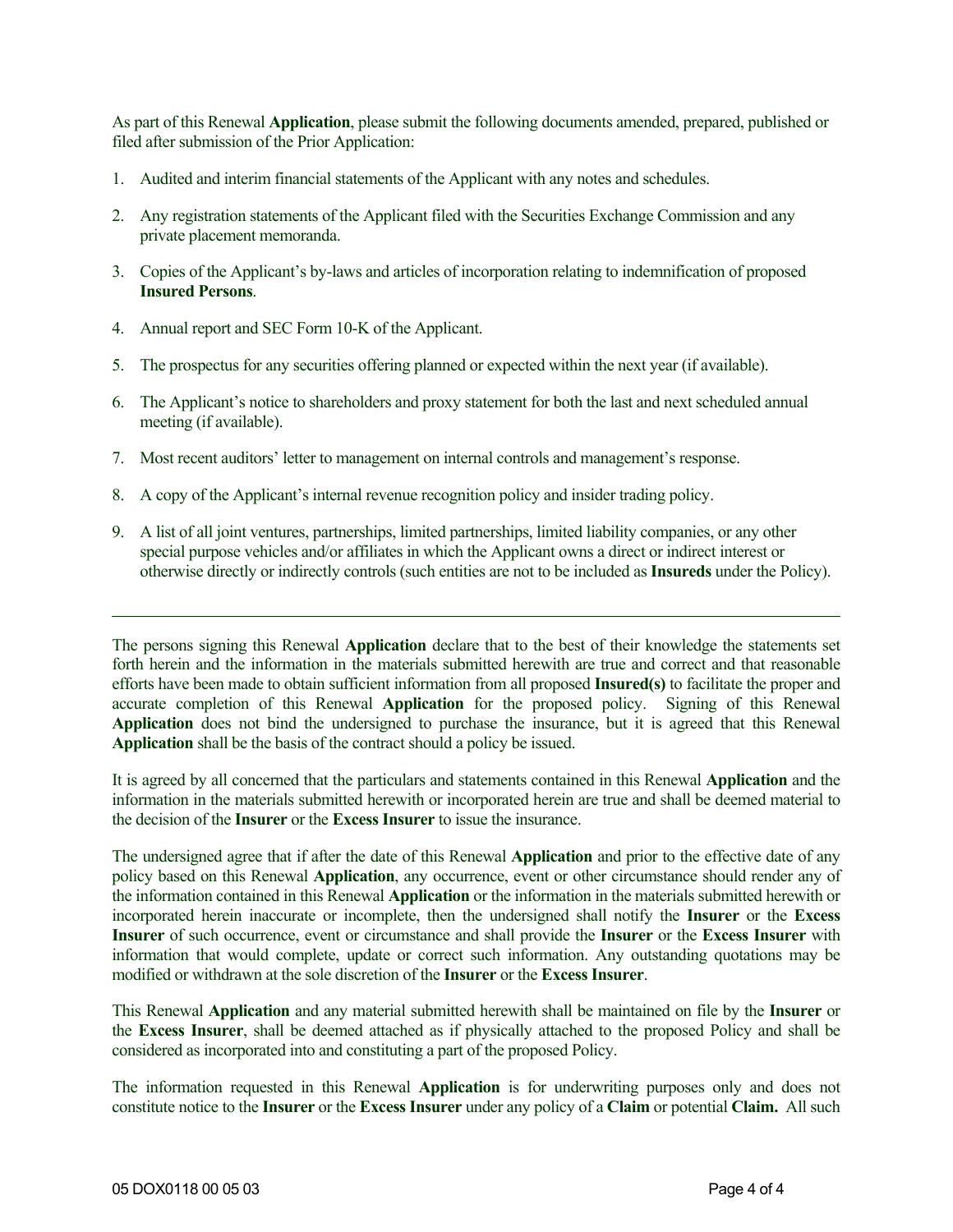As part of this Renewal **Application**, please submit the following documents amended, prepared, published or filed after submission of the Prior Application:

1. Audited and interim financial statements of the Applicant with any notes and schedules.
2. Any registration statements of the Applicant filed with the Securities Exchange Commission and any private placement memoranda.
3. Copies of the Applicant's by-laws and articles of incorporation relating to indemnification of proposed **Insured Persons**.
4. Annual report and SEC Form 10-K of the Applicant.
5. The prospectus for any securities offering planned or expected within the next year (if available).
6. The Applicant's notice to shareholders and proxy statement for both the last and next scheduled annual meeting (if available).
7. Most recent auditors' letter to management on internal controls and management's response.
8. A copy of the Applicant's internal revenue recognition policy and insider trading policy.
9. A list of all joint ventures, partnerships, limited partnerships, limited liability companies, or any other special purpose vehicles and/or affiliates in which the Applicant owns a direct or indirect interest or otherwise directly or indirectly controls (such entities are not to be included as **Insureds** under the Policy).

---

The persons signing this Renewal **Application** declare that to the best of their knowledge the statements set forth herein and the information in the materials submitted herewith are true and correct and that reasonable efforts have been made to obtain sufficient information from all proposed **Insured(s)** to facilitate the proper and accurate completion of this Renewal **Application** for the proposed policy. Signing of this Renewal **Application** does not bind the undersigned to purchase the insurance, but it is agreed that this Renewal **Application** shall be the basis of the contract should a policy be issued.

It is agreed by all concerned that the particulars and statements contained in this Renewal **Application** and the information in the materials submitted herewith or incorporated herein are true and shall be deemed material to the decision of the **Insurer** or the **Excess Insurer** to issue the insurance.

The undersigned agree that if after the date of this Renewal **Application** and prior to the effective date of any policy based on this Renewal **Application**, any occurrence, event or other circumstance should render any of the information contained in this Renewal **Application** or the information in the materials submitted herewith or incorporated herein inaccurate or incomplete, then the undersigned shall notify the **Insurer** or the **Excess Insurer** of such occurrence, event or circumstance and shall provide the **Insurer** or the **Excess Insurer** with information that would complete, update or correct such information. Any outstanding quotations may be modified or withdrawn at the sole discretion of the **Insurer** or the **Excess Insurer**.

This Renewal **Application** and any material submitted herewith shall be maintained on file by the **Insurer** or the **Excess Insurer**, shall be deemed attached as if physically attached to the proposed Policy and shall be considered as incorporated into and constituting a part of the proposed Policy.

The information requested in this Renewal **Application** is for underwriting purposes only and does not constitute notice to the **Insurer** or the **Excess Insurer** under any policy of a **Claim** or potential **Claim.** All such

05 DOX0118 00 05 03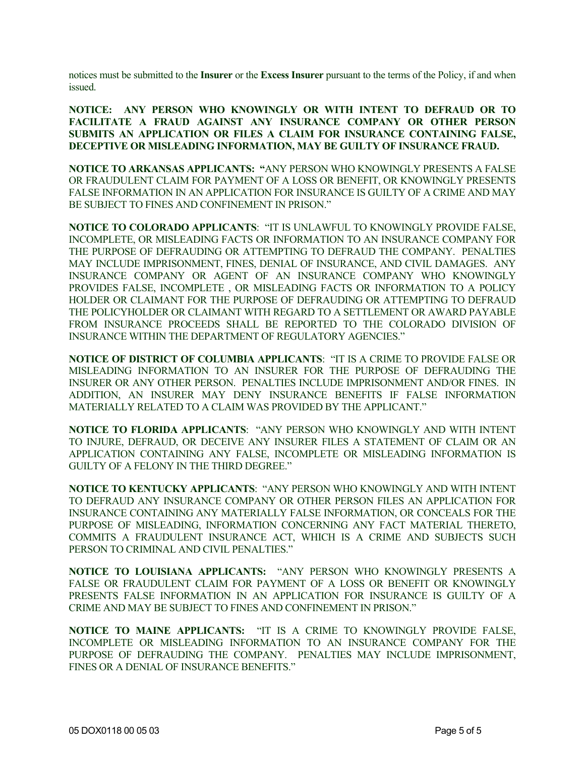notices must be submitted to the **Insurer** or the **Excess Insurer** pursuant to the terms of the Policy, if and when issued.

**NOTICE: ANY PERSON WHO KNOWINGLY OR WITH INTENT TO DEFRAUD OR TO FACILITATE A FRAUD AGAINST ANY INSURANCE COMPANY OR OTHER PERSON SUBMITS AN APPLICATION OR FILES A CLAIM FOR INSURANCE CONTAINING FALSE, DECEPTIVE OR MISLEADING INFORMATION, MAY BE GUILTY OF INSURANCE FRAUD.**

**NOTICE TO ARKANSAS APPLICANTS: "**ANY PERSON WHO KNOWINGLY PRESENTS A FALSE OR FRAUDULENT CLAIM FOR PAYMENT OF A LOSS OR BENEFIT, OR KNOWINGLY PRESENTS FALSE INFORMATION IN AN APPLICATION FOR INSURANCE IS GUILTY OF A CRIME AND MAY BE SUBJECT TO FINES AND CONFINEMENT IN PRISON."

**NOTICE TO COLORADO APPLICANTS**: "IT IS UNLAWFUL TO KNOWINGLY PROVIDE FALSE, INCOMPLETE, OR MISLEADING FACTS OR INFORMATION TO AN INSURANCE COMPANY FOR THE PURPOSE OF DEFRAUDING OR ATTEMPTING TO DEFRAUD THE COMPANY. PENALTIES MAY INCLUDE IMPRISONMENT, FINES, DENIAL OF INSURANCE, AND CIVIL DAMAGES. ANY INSURANCE COMPANY OR AGENT OF AN INSURANCE COMPANY WHO KNOWINGLY PROVIDES FALSE, INCOMPLETE , OR MISLEADING FACTS OR INFORMATION TO A POLICY HOLDER OR CLAIMANT FOR THE PURPOSE OF DEFRAUDING OR ATTEMPTING TO DEFRAUD THE POLICYHOLDER OR CLAIMANT WITH REGARD TO A SETTLEMENT OR AWARD PAYABLE FROM INSURANCE PROCEEDS SHALL BE REPORTED TO THE COLORADO DIVISION OF INSURANCE WITHIN THE DEPARTMENT OF REGULATORY AGENCIES."

**NOTICE OF DISTRICT OF COLUMBIA APPLICANTS**: "IT IS A CRIME TO PROVIDE FALSE OR MISLEADING INFORMATION TO AN INSURER FOR THE PURPOSE OF DEFRAUDING THE INSURER OR ANY OTHER PERSON. PENALTIES INCLUDE IMPRISONMENT AND/OR FINES. IN ADDITION, AN INSURER MAY DENY INSURANCE BENEFITS IF FALSE INFORMATION MATERIALLY RELATED TO A CLAIM WAS PROVIDED BY THE APPLICANT."

**NOTICE TO FLORIDA APPLICANTS**: "ANY PERSON WHO KNOWINGLY AND WITH INTENT TO INJURE, DEFRAUD, OR DECEIVE ANY INSURER FILES A STATEMENT OF CLAIM OR AN APPLICATION CONTAINING ANY FALSE, INCOMPLETE OR MISLEADING INFORMATION IS GUILTY OF A FELONY IN THE THIRD DEGREE."

**NOTICE TO KENTUCKY APPLICANTS**: "ANY PERSON WHO KNOWINGLY AND WITH INTENT TO DEFRAUD ANY INSURANCE COMPANY OR OTHER PERSON FILES AN APPLICATION FOR INSURANCE CONTAINING ANY MATERIALLY FALSE INFORMATION, OR CONCEALS FOR THE PURPOSE OF MISLEADING, INFORMATION CONCERNING ANY FACT MATERIAL THERETO, COMMITS A FRAUDULENT INSURANCE ACT, WHICH IS A CRIME AND SUBJECTS SUCH PERSON TO CRIMINAL AND CIVIL PENALTIES."

**NOTICE TO LOUISIANA APPLICANTS:** "ANY PERSON WHO KNOWINGLY PRESENTS A FALSE OR FRAUDULENT CLAIM FOR PAYMENT OF A LOSS OR BENEFIT OR KNOWINGLY PRESENTS FALSE INFORMATION IN AN APPLICATION FOR INSURANCE IS GUILTY OF A CRIME AND MAY BE SUBJECT TO FINES AND CONFINEMENT IN PRISON."

**NOTICE TO MAINE APPLICANTS:** "IT IS A CRIME TO KNOWINGLY PROVIDE FALSE, INCOMPLETE OR MISLEADING INFORMATION TO AN INSURANCE COMPANY FOR THE PURPOSE OF DEFRAUDING THE COMPANY. PENALTIES MAY INCLUDE IMPRISONMENT, FINES OR A DENIAL OF INSURANCE BENEFITS."

05 DOX0118 00 05 03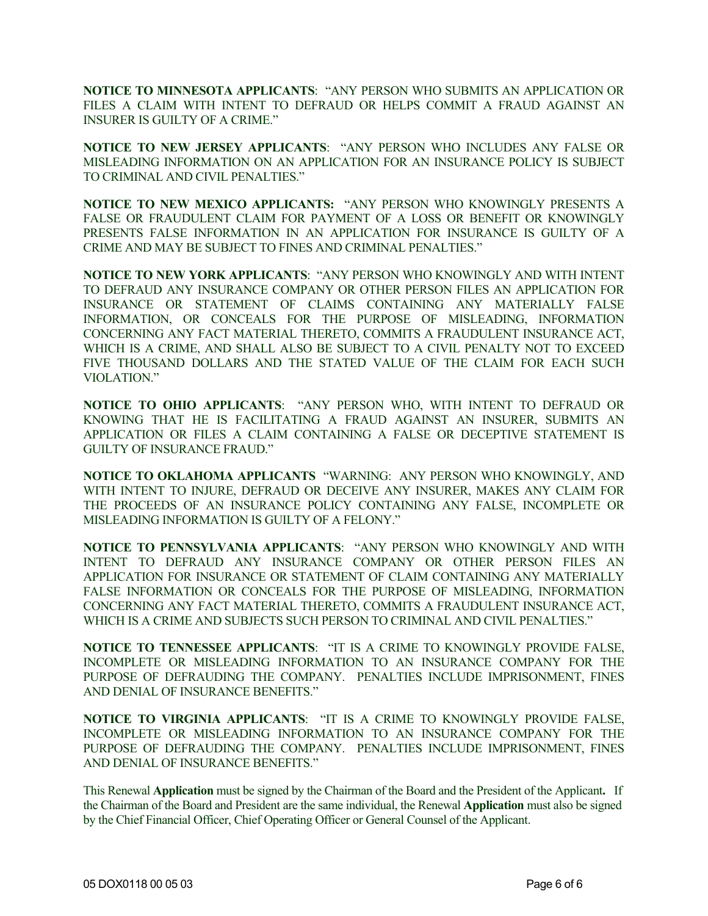**NOTICE TO MINNESOTA APPLICANTS**: "ANY PERSON WHO SUBMITS AN APPLICATION OR FILES A CLAIM WITH INTENT TO DEFRAUD OR HELPS COMMIT A FRAUD AGAINST AN INSURER IS GUILTY OF A CRIME."

**NOTICE TO NEW JERSEY APPLICANTS**: "ANY PERSON WHO INCLUDES ANY FALSE OR MISLEADING INFORMATION ON AN APPLICATION FOR AN INSURANCE POLICY IS SUBJECT TO CRIMINAL AND CIVIL PENALTIES."

**NOTICE TO NEW MEXICO APPLICANTS:** "ANY PERSON WHO KNOWINGLY PRESENTS A FALSE OR FRAUDULENT CLAIM FOR PAYMENT OF A LOSS OR BENEFIT OR KNOWINGLY PRESENTS FALSE INFORMATION IN AN APPLICATION FOR INSURANCE IS GUILTY OF A CRIME AND MAY BE SUBJECT TO FINES AND CRIMINAL PENALTIES."

**NOTICE TO NEW YORK APPLICANTS**: "ANY PERSON WHO KNOWINGLY AND WITH INTENT TO DEFRAUD ANY INSURANCE COMPANY OR OTHER PERSON FILES AN APPLICATION FOR INSURANCE OR STATEMENT OF CLAIMS CONTAINING ANY MATERIALLY FALSE INFORMATION, OR CONCEALS FOR THE PURPOSE OF MISLEADING, INFORMATION CONCERNING ANY FACT MATERIAL THERETO, COMMITS A FRAUDULENT INSURANCE ACT, WHICH IS A CRIME, AND SHALL ALSO BE SUBJECT TO A CIVIL PENALTY NOT TO EXCEED FIVE THOUSAND DOLLARS AND THE STATED VALUE OF THE CLAIM FOR EACH SUCH VIOLATION."

**NOTICE TO OHIO APPLICANTS**: "ANY PERSON WHO, WITH INTENT TO DEFRAUD OR KNOWING THAT HE IS FACILITATING A FRAUD AGAINST AN INSURER, SUBMITS AN APPLICATION OR FILES A CLAIM CONTAINING A FALSE OR DECEPTIVE STATEMENT IS GUILTY OF INSURANCE FRAUD."

**NOTICE TO OKLAHOMA APPLICANTS** "WARNING: ANY PERSON WHO KNOWINGLY, AND WITH INTENT TO INJURE, DEFRAUD OR DECEIVE ANY INSURER, MAKES ANY CLAIM FOR THE PROCEEDS OF AN INSURANCE POLICY CONTAINING ANY FALSE, INCOMPLETE OR MISLEADING INFORMATION IS GUILTY OF A FELONY."

**NOTICE TO PENNSYLVANIA APPLICANTS**: "ANY PERSON WHO KNOWINGLY AND WITH INTENT TO DEFRAUD ANY INSURANCE COMPANY OR OTHER PERSON FILES AN APPLICATION FOR INSURANCE OR STATEMENT OF CLAIM CONTAINING ANY MATERIALLY FALSE INFORMATION OR CONCEALS FOR THE PURPOSE OF MISLEADING, INFORMATION CONCERNING ANY FACT MATERIAL THERETO, COMMITS A FRAUDULENT INSURANCE ACT, WHICH IS A CRIME AND SUBJECTS SUCH PERSON TO CRIMINAL AND CIVIL PENALTIES."

**NOTICE TO TENNESSEE APPLICANTS**: "IT IS A CRIME TO KNOWINGLY PROVIDE FALSE, INCOMPLETE OR MISLEADING INFORMATION TO AN INSURANCE COMPANY FOR THE PURPOSE OF DEFRAUDING THE COMPANY. PENALTIES INCLUDE IMPRISONMENT, FINES AND DENIAL OF INSURANCE BENEFITS."

**NOTICE TO VIRGINIA APPLICANTS**: "IT IS A CRIME TO KNOWINGLY PROVIDE FALSE, INCOMPLETE OR MISLEADING INFORMATION TO AN INSURANCE COMPANY FOR THE PURPOSE OF DEFRAUDING THE COMPANY. PENALTIES INCLUDE IMPRISONMENT, FINES AND DENIAL OF INSURANCE BENEFITS."

This Renewal **Application** must be signed by the Chairman of the Board and the President of the Applicant**.** If the Chairman of the Board and President are the same individual, the Renewal **Application** must also be signed by the Chief Financial Officer, Chief Operating Officer or General Counsel of the Applicant.

05 DOX0118 00 05 03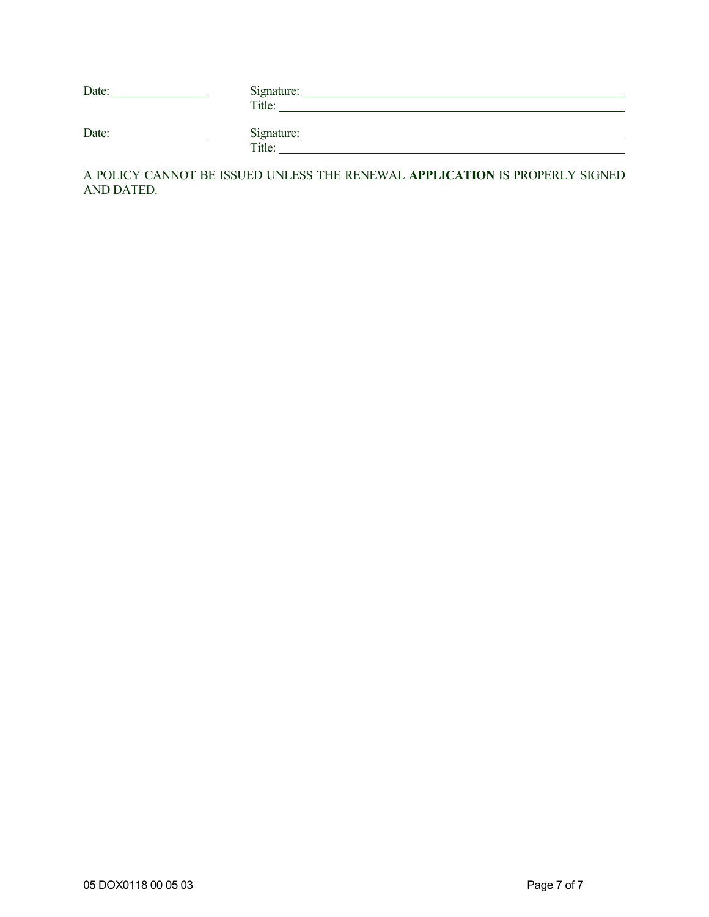Date: ________________ Signature: ______________________________________________
Title: ______________________________________________

Date: ________________ Signature: ______________________________________________
Title: ______________________________________________

A POLICY CANNOT BE ISSUED UNLESS THE RENEWAL **APPLICATION** IS PROPERLY SIGNED AND DATED.

05 DOX0118 00 05 03